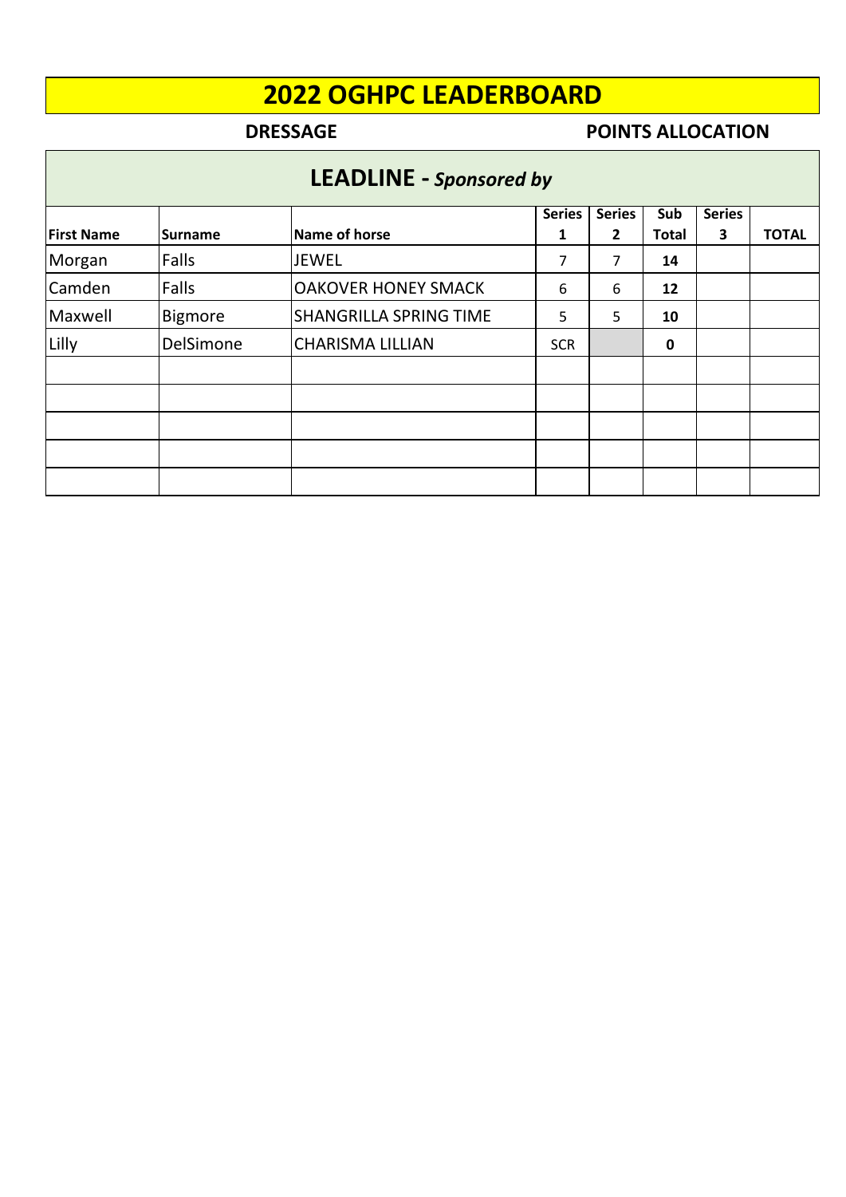# 2022 OGHPC LEADERBOARD

**DRESSAGE** **POINTS ALLOCATION**

## LEADLINE - *Sponsored by*

| First Name | Surname | Name of horse | Series 1 | Series 2 | Sub Total | Series 3 | TOTAL |
|---|---|---|---|---|---|---|---|
| Morgan | Falls | JEWEL | 7 | 7 | **14** | | |
| Camden | Falls | OAKOVER HONEY SMACK | 6 | 6 | **12** | | |
| Maxwell | Bigmore | SHANGRILLA SPRING TIME | 5 | 5 | **10** | | |
| Lilly | DelSimone | CHARISMA LILLIAN | SCR | | **0** | | |
| | | | | | | | |
| | | | | | | | |
| | | | | | | | |
| | | | | | | | |
| | | | | | | | |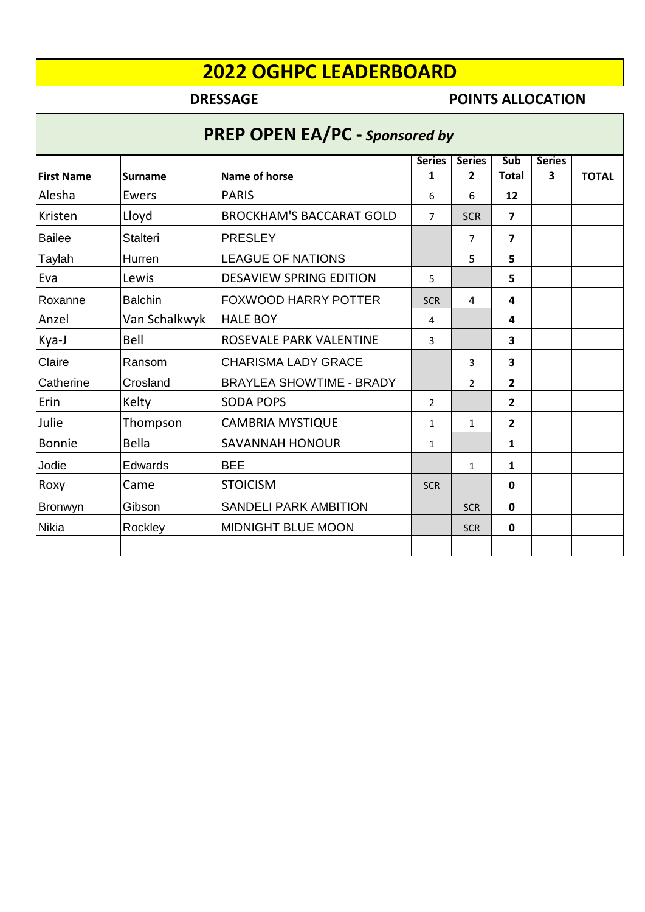# 2022 OGHPC LEADERBOARD

**DRESSAGE** **POINTS ALLOCATION**

## PREP OPEN EA/PC - *Sponsored by*

| First Name | Surname | Name of horse | Series 1 | Series 2 | Sub Total | Series 3 | TOTAL |
|---|---|---|---|---|---|---|---|
| Alesha | Ewers | PARIS | 6 | 6 | **12** | | |
| Kristen | Lloyd | BROCKHAM'S BACCARAT GOLD | 7 | SCR | **7** | | |
| Bailee | Stalteri | PRESLEY | | 7 | **7** | | |
| Taylah | Hurren | LEAGUE OF NATIONS | | 5 | **5** | | |
| Eva | Lewis | DESAVIEW SPRING EDITION | 5 | | **5** | | |
| Roxanne | Balchin | FOXWOOD HARRY POTTER | SCR | 4 | **4** | | |
| Anzel | Van Schalkwyk | HALE BOY | 4 | | **4** | | |
| Kya-J | Bell | ROSEVALE PARK VALENTINE | 3 | | **3** | | |
| Claire | Ransom | CHARISMA LADY GRACE | | 3 | **3** | | |
| Catherine | Crosland | BRAYLEA SHOWTIME - BRADY | | 2 | **2** | | |
| Erin | Kelty | SODA POPS | 2 | | **2** | | |
| Julie | Thompson | CAMBRIA MYSTIQUE | 1 | 1 | **2** | | |
| Bonnie | Bella | SAVANNAH HONOUR | 1 | | **1** | | |
| Jodie | Edwards | BEE | | 1 | **1** | | |
| Roxy | Came | STOICISM | SCR | | **0** | | |
| Bronwyn | Gibson | SANDELI PARK AMBITION | | SCR | **0** | | |
| Nikia | Rockley | MIDNIGHT BLUE MOON | | SCR | **0** | | |
| | | | | | | | |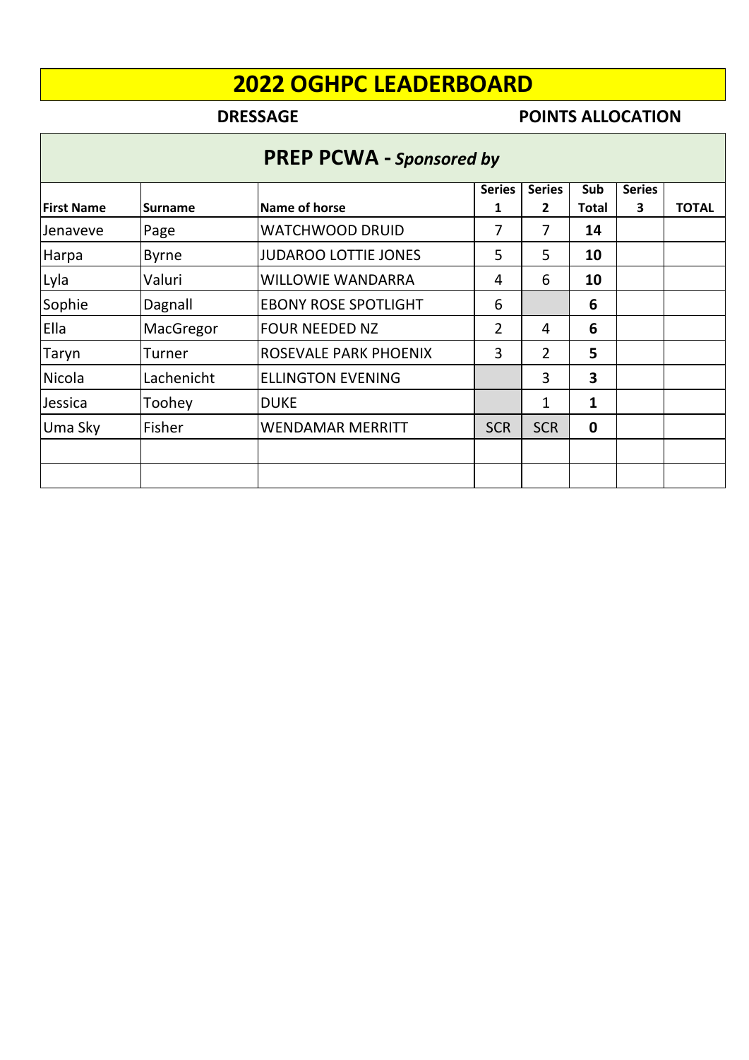# 2022 OGHPC LEADERBOARD

**DRESSAGE** **POINTS ALLOCATION**

## PREP PCWA - *Sponsored by*

| First Name | Surname | Name of horse | Series 1 | Series 2 | Sub Total | Series 3 | TOTAL |
|---|---|---|---|---|---|---|---|
| Jenaveve | Page | WATCHWOOD DRUID | 7 | 7 | **14** | | |
| Harpa | Byrne | JUDAROO LOTTIE JONES | 5 | 5 | **10** | | |
| Lyla | Valuri | WILLOWIE WANDARRA | 4 | 6 | **10** | | |
| Sophie | Dagnall | EBONY ROSE SPOTLIGHT | 6 | | **6** | | |
| Ella | MacGregor | FOUR NEEDED NZ | 2 | 4 | **6** | | |
| Taryn | Turner | ROSEVALE PARK PHOENIX | 3 | 2 | **5** | | |
| Nicola | Lachenicht | ELLINGTON EVENING | | 3 | **3** | | |
| Jessica | Toohey | DUKE | | 1 | **1** | | |
| Uma Sky | Fisher | WENDAMAR MERRITT | SCR | SCR | **0** | | |
| | | | | | | | |
| | | | | | | | |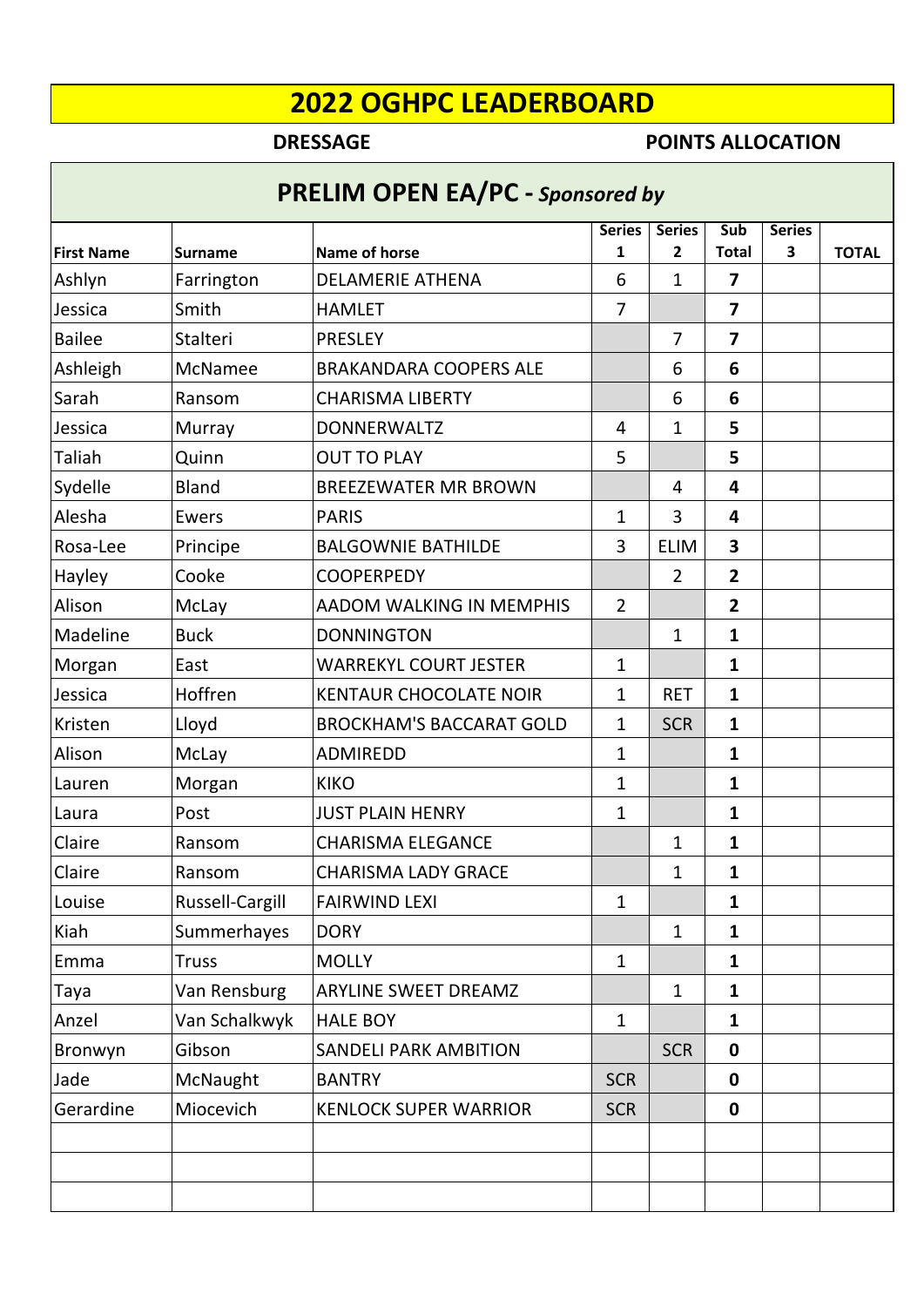# 2022 OGHPC LEADERBOARD

**DRESSAGE** **POINTS ALLOCATION**

## PRELIM OPEN EA/PC - *Sponsored by*

| First Name | Surname | Name of horse | Series 1 | Series 2 | Sub Total | Series 3 | TOTAL |
|---|---|---|---|---|---|---|---|
| Ashlyn | Farrington | DELAMERIE ATHENA | 6 | 1 | **7** | | |
| Jessica | Smith | HAMLET | 7 | | **7** | | |
| Bailee | Stalteri | PRESLEY | | 7 | **7** | | |
| Ashleigh | McNamee | BRAKANDARA COOPERS ALE | | 6 | **6** | | |
| Sarah | Ransom | CHARISMA LIBERTY | | 6 | **6** | | |
| Jessica | Murray | DONNERWALTZ | 4 | 1 | **5** | | |
| Taliah | Quinn | OUT TO PLAY | 5 | | **5** | | |
| Sydelle | Bland | BREEZEWATER MR BROWN | | 4 | **4** | | |
| Alesha | Ewers | PARIS | 1 | 3 | **4** | | |
| Rosa-Lee | Principe | BALGOWNIE BATHILDE | 3 | ELIM | **3** | | |
| Hayley | Cooke | COOPERPEDY | | 2 | **2** | | |
| Alison | McLay | AADOM WALKING IN MEMPHIS | 2 | | **2** | | |
| Madeline | Buck | DONNINGTON | | 1 | **1** | | |
| Morgan | East | WARREKYL COURT JESTER | 1 | | **1** | | |
| Jessica | Hoffren | KENTAUR CHOCOLATE NOIR | 1 | RET | **1** | | |
| Kristen | Lloyd | BROCKHAM'S BACCARAT GOLD | 1 | SCR | **1** | | |
| Alison | McLay | ADMIREDD | 1 | | **1** | | |
| Lauren | Morgan | KIKO | 1 | | **1** | | |
| Laura | Post | JUST PLAIN HENRY | 1 | | **1** | | |
| Claire | Ransom | CHARISMA ELEGANCE | | 1 | **1** | | |
| Claire | Ransom | CHARISMA LADY GRACE | | 1 | **1** | | |
| Louise | Russell-Cargill | FAIRWIND LEXI | 1 | | **1** | | |
| Kiah | Summerhayes | DORY | | 1 | **1** | | |
| Emma | Truss | MOLLY | 1 | | **1** | | |
| Taya | Van Rensburg | ARYLINE SWEET DREAMZ | | 1 | **1** | | |
| Anzel | Van Schalkwyk | HALE BOY | 1 | | **1** | | |
| Bronwyn | Gibson | SANDELI PARK AMBITION | | SCR | **0** | | |
| Jade | McNaught | BANTRY | SCR | | **0** | | |
| Gerardine | Miocevich | KENLOCK SUPER WARRIOR | SCR | | **0** | | |
| | | | | | | | |
| | | | | | | | |
| | | | | | | | |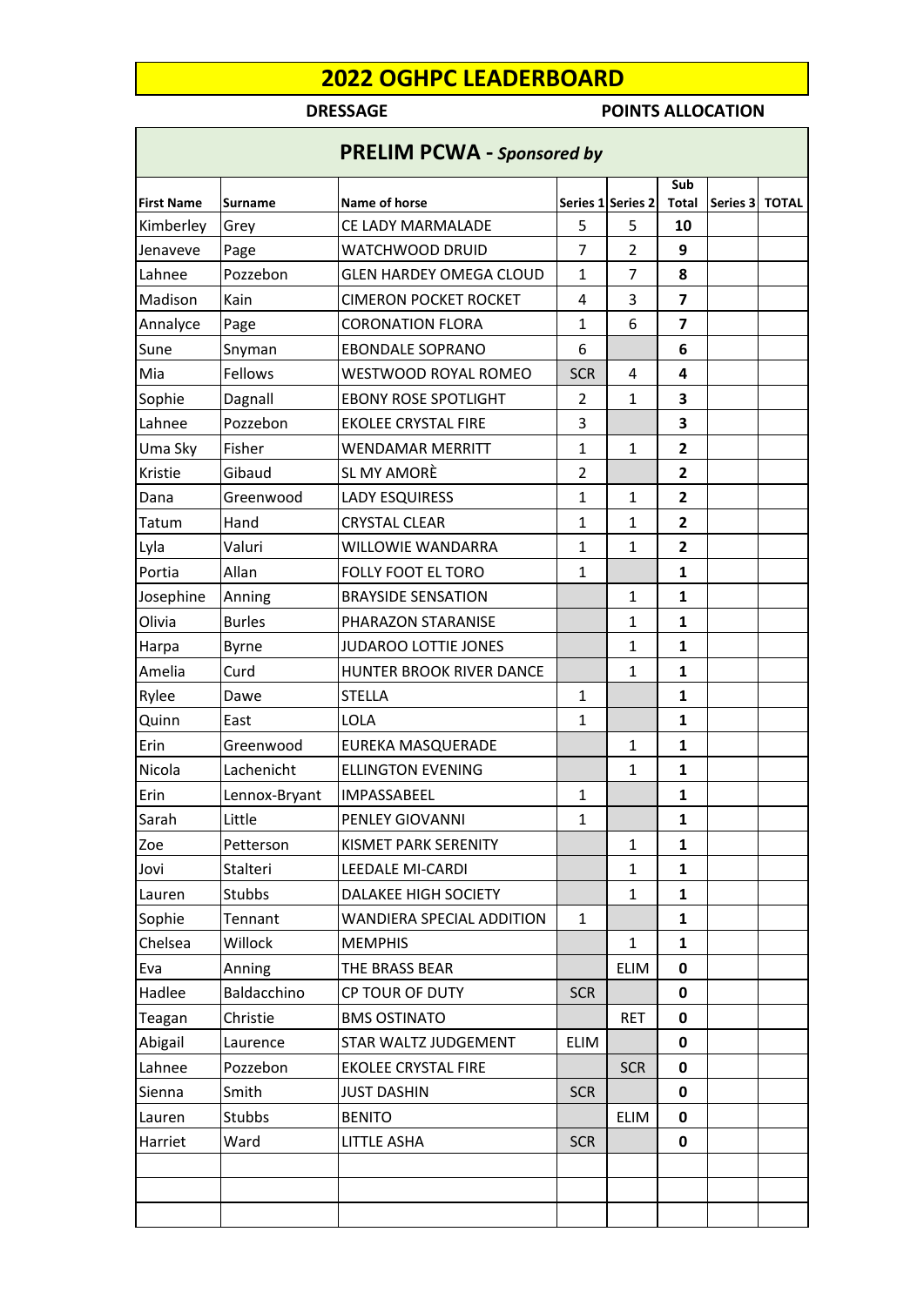# 2022 OGHPC LEADERBOARD

**DRESSAGE** **POINTS ALLOCATION**

## PRELIM PCWA - *Sponsored by*

| First Name | Surname | Name of horse | Series 1 | Series 2 | Sub Total | Series 3 | TOTAL |
|---|---|---|---|---|---|---|---|
| Kimberley | Grey | CE LADY MARMALADE | 5 | 5 | **10** | | |
| Jenaveve | Page | WATCHWOOD DRUID | 7 | 2 | **9** | | |
| Lahnee | Pozzebon | GLEN HARDEY OMEGA CLOUD | 1 | 7 | **8** | | |
| Madison | Kain | CIMERON POCKET ROCKET | 4 | 3 | **7** | | |
| Annalyce | Page | CORONATION FLORA | 1 | 6 | **7** | | |
| Sune | Snyman | EBONDALE SOPRANO | 6 | | **6** | | |
| Mia | Fellows | WESTWOOD ROYAL ROMEO | SCR | 4 | **4** | | |
| Sophie | Dagnall | EBONY ROSE SPOTLIGHT | 2 | 1 | **3** | | |
| Lahnee | Pozzebon | EKOLEE CRYSTAL FIRE | 3 | | **3** | | |
| Uma Sky | Fisher | WENDAMAR MERRITT | 1 | 1 | **2** | | |
| Kristie | Gibaud | SL MY AMORÈ | 2 | | **2** | | |
| Dana | Greenwood | LADY ESQUIRESS | 1 | 1 | **2** | | |
| Tatum | Hand | CRYSTAL CLEAR | 1 | 1 | **2** | | |
| Lyla | Valuri | WILLOWIE WANDARRA | 1 | 1 | **2** | | |
| Portia | Allan | FOLLY FOOT EL TORO | 1 | | **1** | | |
| Josephine | Anning | BRAYSIDE SENSATION | | 1 | **1** | | |
| Olivia | Burles | PHARAZON STARANISE | | 1 | **1** | | |
| Harpa | Byrne | JUDAROO LOTTIE JONES | | 1 | **1** | | |
| Amelia | Curd | HUNTER BROOK RIVER DANCE | | 1 | **1** | | |
| Rylee | Dawe | STELLA | 1 | | **1** | | |
| Quinn | East | LOLA | 1 | | **1** | | |
| Erin | Greenwood | EUREKA MASQUERADE | | 1 | **1** | | |
| Nicola | Lachenicht | ELLINGTON EVENING | | 1 | **1** | | |
| Erin | Lennox-Bryant | IMPASSABEEL | 1 | | **1** | | |
| Sarah | Little | PENLEY GIOVANNI | 1 | | **1** | | |
| Zoe | Petterson | KISMET PARK SERENITY | | 1 | **1** | | |
| Jovi | Stalteri | LEEDALE MI-CARDI | | 1 | **1** | | |
| Lauren | Stubbs | DALAKEE HIGH SOCIETY | | 1 | **1** | | |
| Sophie | Tennant | WANDIERA SPECIAL ADDITION | 1 | | **1** | | |
| Chelsea | Willock | MEMPHIS | | 1 | **1** | | |
| Eva | Anning | THE BRASS BEAR | | ELIM | **0** | | |
| Hadlee | Baldacchino | CP TOUR OF DUTY | SCR | | **0** | | |
| Teagan | Christie | BMS OSTINATO | | RET | **0** | | |
| Abigail | Laurence | STAR WALTZ JUDGEMENT | ELIM | | **0** | | |
| Lahnee | Pozzebon | EKOLEE CRYSTAL FIRE | | SCR | **0** | | |
| Sienna | Smith | JUST DASHIN | SCR | | **0** | | |
| Lauren | Stubbs | BENITO | | ELIM | **0** | | |
| Harriet | Ward | LITTLE ASHA | SCR | | **0** | | |
| | | | | | | | |
| | | | | | | | |
| | | | | | | | |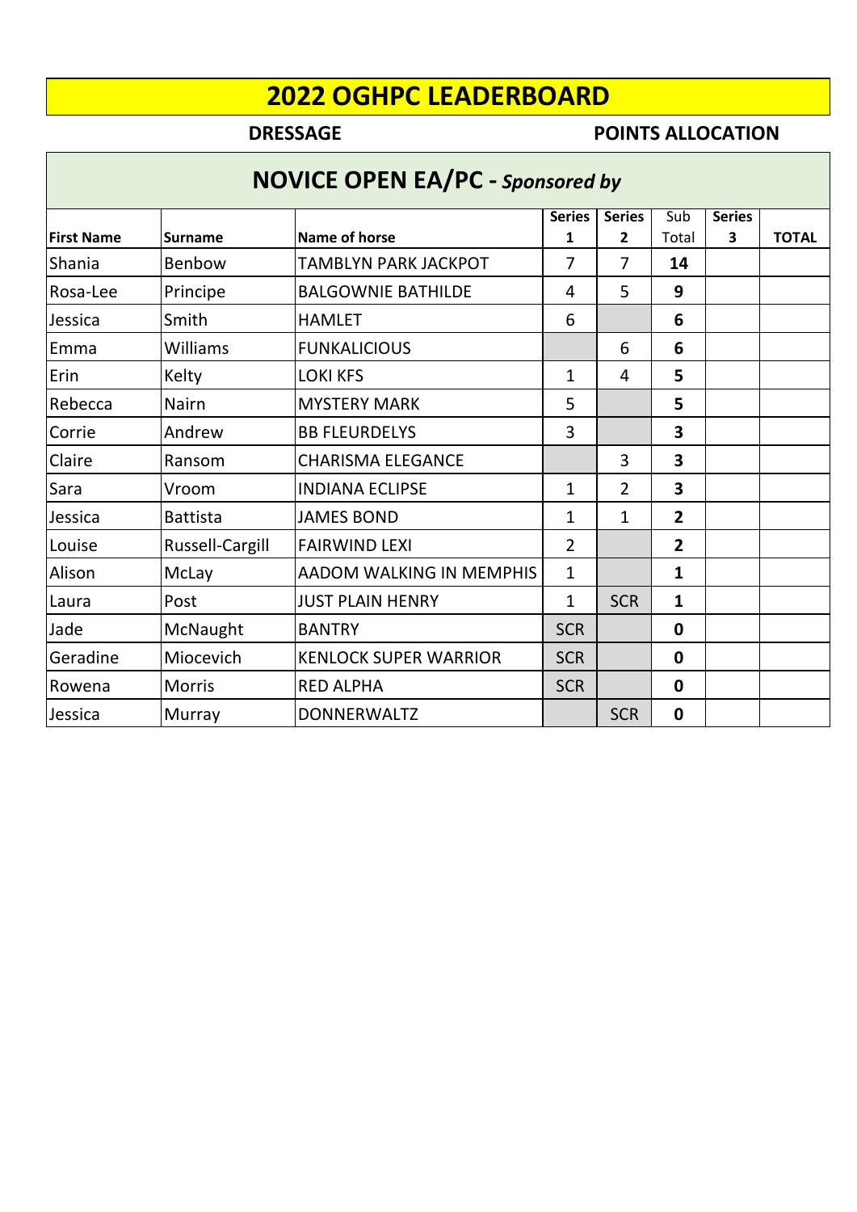# 2022 OGHPC LEADERBOARD

**DRESSAGE** **POINTS ALLOCATION**

## NOVICE OPEN EA/PC - *Sponsored by*

| First Name | Surname | Name of horse | Series 1 | Series 2 | Sub Total | Series 3 | TOTAL |
|---|---|---|---|---|---|---|---|
| Shania | Benbow | TAMBLYN PARK JACKPOT | 7 | 7 | **14** | | |
| Rosa-Lee | Principe | BALGOWNIE BATHILDE | 4 | 5 | **9** | | |
| Jessica | Smith | HAMLET | 6 | | **6** | | |
| Emma | Williams | FUNKALICIOUS | | 6 | **6** | | |
| Erin | Kelty | LOKI KFS | 1 | 4 | **5** | | |
| Rebecca | Nairn | MYSTERY MARK | 5 | | **5** | | |
| Corrie | Andrew | BB FLEURDELYS | 3 | | **3** | | |
| Claire | Ransom | CHARISMA ELEGANCE | | 3 | **3** | | |
| Sara | Vroom | INDIANA ECLIPSE | 1 | 2 | **3** | | |
| Jessica | Battista | JAMES BOND | 1 | 1 | **2** | | |
| Louise | Russell-Cargill | FAIRWIND LEXI | 2 | | **2** | | |
| Alison | McLay | AADOM WALKING IN MEMPHIS | 1 | | **1** | | |
| Laura | Post | JUST PLAIN HENRY | 1 | SCR | **1** | | |
| Jade | McNaught | BANTRY | SCR | | **0** | | |
| Geradine | Miocevich | KENLOCK SUPER WARRIOR | SCR | | **0** | | |
| Rowena | Morris | RED ALPHA | SCR | | **0** | | |
| Jessica | Murray | DONNERWALTZ | | SCR | **0** | | |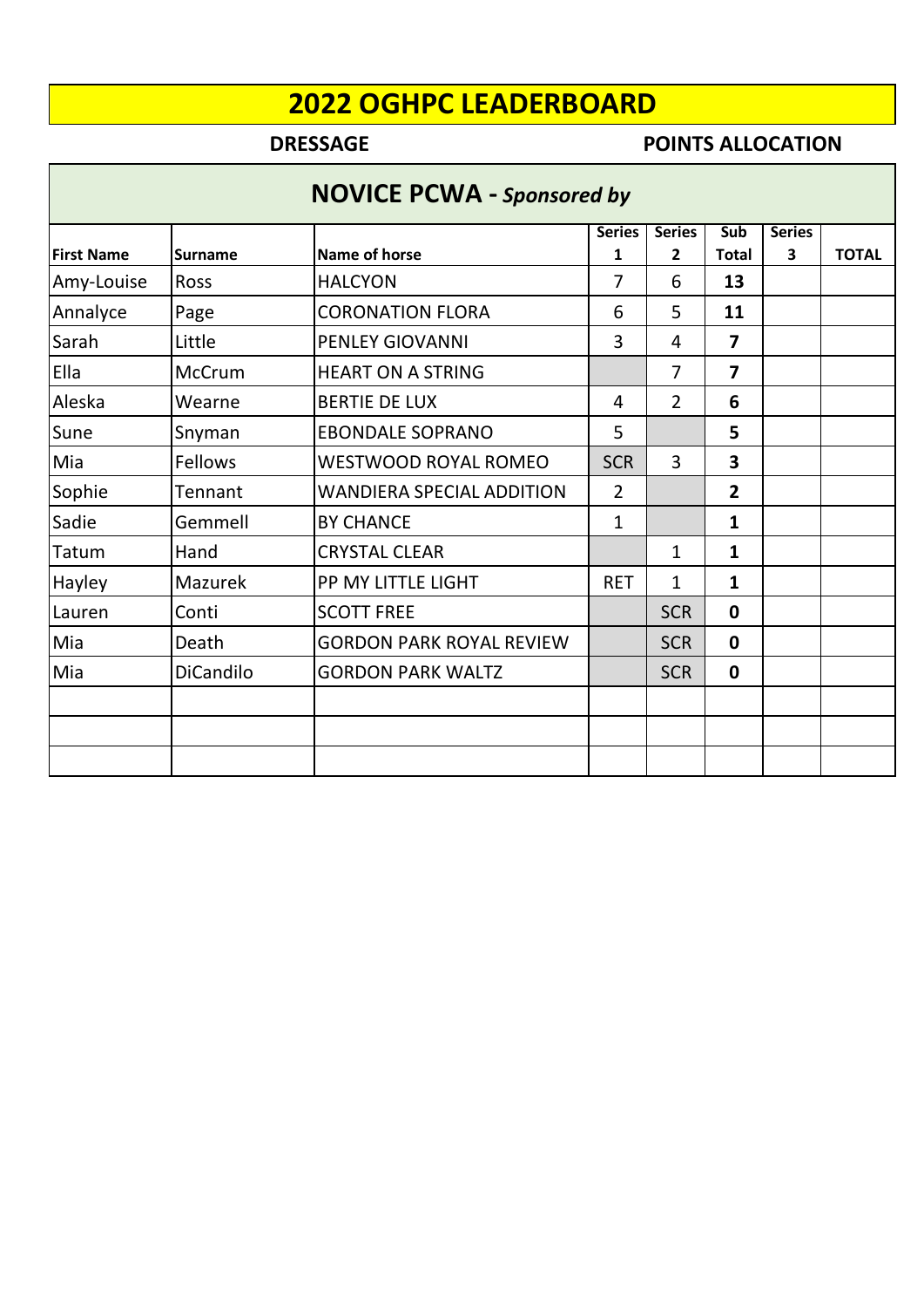# 2022 OGHPC LEADERBOARD

**DRESSAGE** **POINTS ALLOCATION**

## NOVICE PCWA - *Sponsored by*

| First Name | Surname | Name of horse | Series 1 | Series 2 | Sub Total | Series 3 | TOTAL |
|---|---|---|---|---|---|---|---|
| Amy-Louise | Ross | HALCYON | 7 | 6 | **13** | | |
| Annalyce | Page | CORONATION FLORA | 6 | 5 | **11** | | |
| Sarah | Little | PENLEY GIOVANNI | 3 | 4 | **7** | | |
| Ella | McCrum | HEART ON A STRING | | 7 | **7** | | |
| Aleska | Wearne | BERTIE DE LUX | 4 | 2 | **6** | | |
| Sune | Snyman | EBONDALE SOPRANO | 5 | | **5** | | |
| Mia | Fellows | WESTWOOD ROYAL ROMEO | SCR | 3 | **3** | | |
| Sophie | Tennant | WANDIERA SPECIAL ADDITION | 2 | | **2** | | |
| Sadie | Gemmell | BY CHANCE | 1 | | **1** | | |
| Tatum | Hand | CRYSTAL CLEAR | | 1 | **1** | | |
| Hayley | Mazurek | PP MY LITTLE LIGHT | RET | 1 | **1** | | |
| Lauren | Conti | SCOTT FREE | | SCR | **0** | | |
| Mia | Death | GORDON PARK ROYAL REVIEW | | SCR | **0** | | |
| Mia | DiCandilo | GORDON PARK WALTZ | | SCR | **0** | | |
| | | | | | | | |
| | | | | | | | |
| | | | | | | | |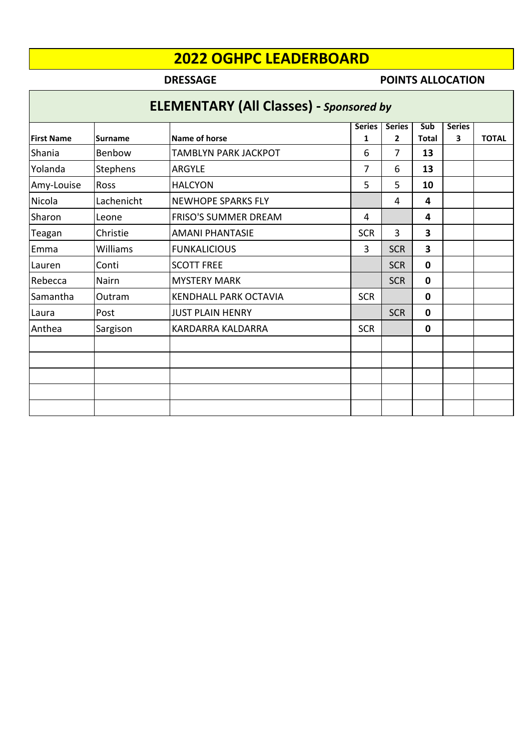# 2022 OGHPC LEADERBOARD

**DRESSAGE** **POINTS ALLOCATION**

## ELEMENTARY (All Classes) - *Sponsored by*

| First Name | Surname | Name of horse | Series 1 | Series 2 | Sub Total | Series 3 | TOTAL |
|---|---|---|---|---|---|---|---|
| Shania | Benbow | TAMBLYN PARK JACKPOT | 6 | 7 | **13** | | |
| Yolanda | Stephens | ARGYLE | 7 | 6 | **13** | | |
| Amy-Louise | Ross | HALCYON | 5 | 5 | **10** | | |
| Nicola | Lachenicht | NEWHOPE SPARKS FLY | | 4 | **4** | | |
| Sharon | Leone | FRISO'S SUMMER DREAM | 4 | | **4** | | |
| Teagan | Christie | AMANI PHANTASIE | SCR | 3 | **3** | | |
| Emma | Williams | FUNKALICIOUS | 3 | SCR | **3** | | |
| Lauren | Conti | SCOTT FREE | | SCR | **0** | | |
| Rebecca | Nairn | MYSTERY MARK | | SCR | **0** | | |
| Samantha | Outram | KENDHALL PARK OCTAVIA | SCR | | **0** | | |
| Laura | Post | JUST PLAIN HENRY | | SCR | **0** | | |
| Anthea | Sargison | KARDARRA KALDARRA | SCR | | **0** | | |
| | | | | | | | |
| | | | | | | | |
| | | | | | | | |
| | | | | | | | |
| | | | | | | | |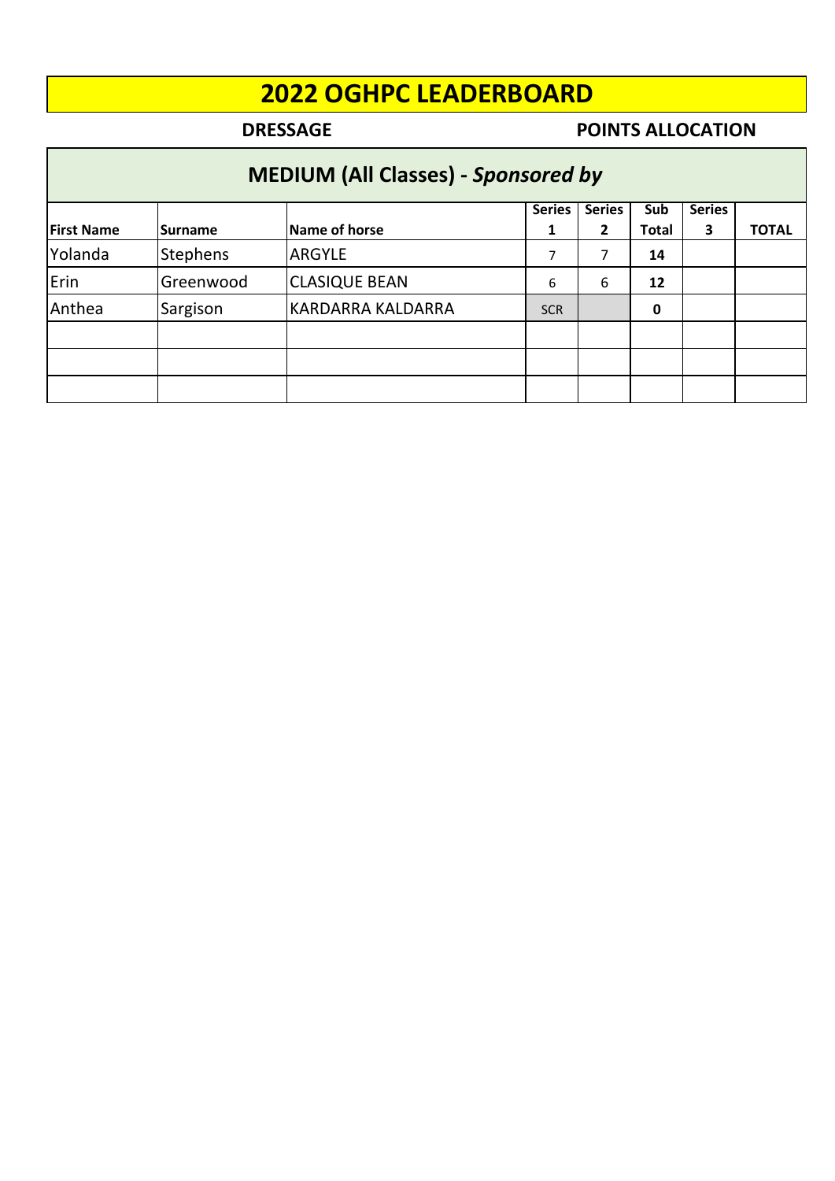# 2022 OGHPC LEADERBOARD

**DRESSAGE** **POINTS ALLOCATION**

## MEDIUM (All Classes) - *Sponsored by*

| First Name | Surname | Name of horse | Series 1 | Series 2 | Sub Total | Series 3 | TOTAL |
|---|---|---|---|---|---|---|---|
| Yolanda | Stephens | ARGYLE | 7 | 7 | **14** | | |
| Erin | Greenwood | CLASIQUE BEAN | 6 | 6 | **12** | | |
| Anthea | Sargison | KARDARRA KALDARRA | SCR | | **0** | | |
| | | | | | | | |
| | | | | | | | |
| | | | | | | | |